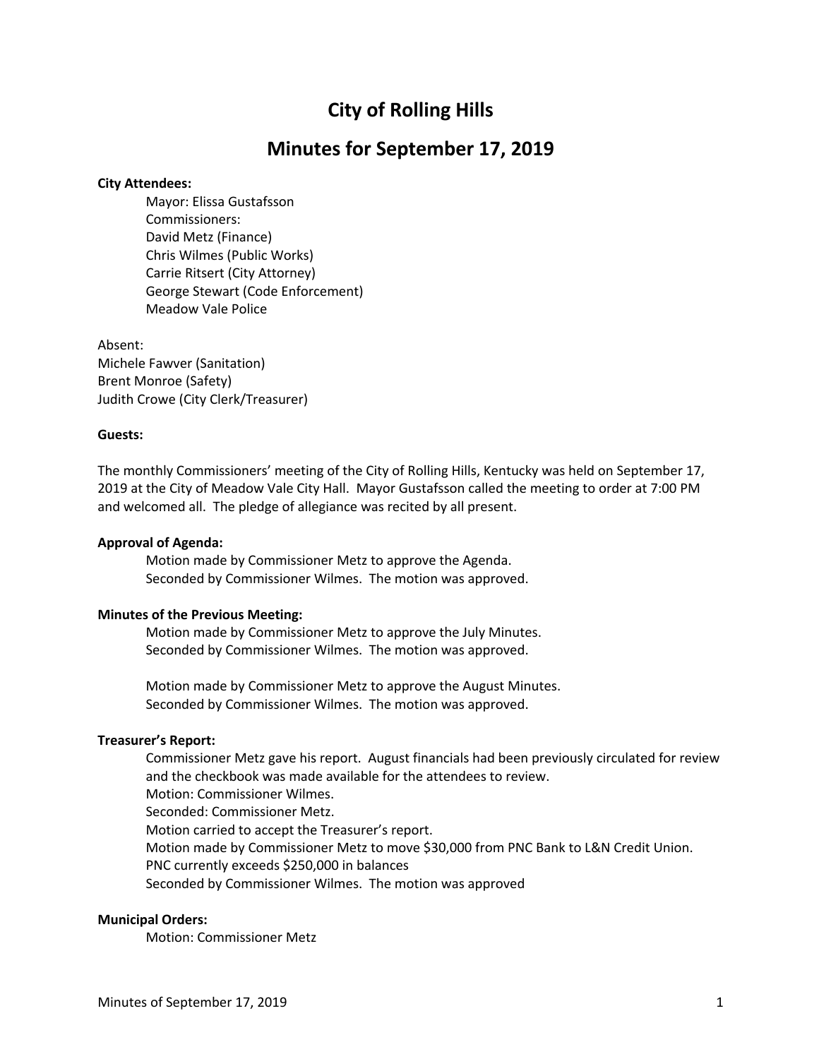# City of Rolling Hills

## Minutes for September 17, 2019

**City Attendees:**

Mayor: Elissa Gustafsson
Commissioners:
David Metz (Finance)
Chris Wilmes (Public Works)
Carrie Ritsert (City Attorney)
George Stewart (Code Enforcement)
Meadow Vale Police

Absent:
Michele Fawver (Sanitation)
Brent Monroe (Safety)
Judith Crowe (City Clerk/Treasurer)

**Guests:**

The monthly Commissioners' meeting of the City of Rolling Hills, Kentucky was held on September 17, 2019 at the City of Meadow Vale City Hall. Mayor Gustafsson called the meeting to order at 7:00 PM and welcomed all. The pledge of allegiance was recited by all present.

**Approval of Agenda:**

Motion made by Commissioner Metz to approve the Agenda.
Seconded by Commissioner Wilmes. The motion was approved.

**Minutes of the Previous Meeting:**

Motion made by Commissioner Metz to approve the July Minutes.
Seconded by Commissioner Wilmes. The motion was approved.

Motion made by Commissioner Metz to approve the August Minutes.
Seconded by Commissioner Wilmes. The motion was approved.

**Treasurer's Report:**

Commissioner Metz gave his report. August financials had been previously circulated for review and the checkbook was made available for the attendees to review.
Motion: Commissioner Wilmes.
Seconded: Commissioner Metz.
Motion carried to accept the Treasurer's report.
Motion made by Commissioner Metz to move $30,000 from PNC Bank to L&N Credit Union.
PNC currently exceeds $250,000 in balances
Seconded by Commissioner Wilmes. The motion was approved

**Municipal Orders:**

Motion: Commissioner Metz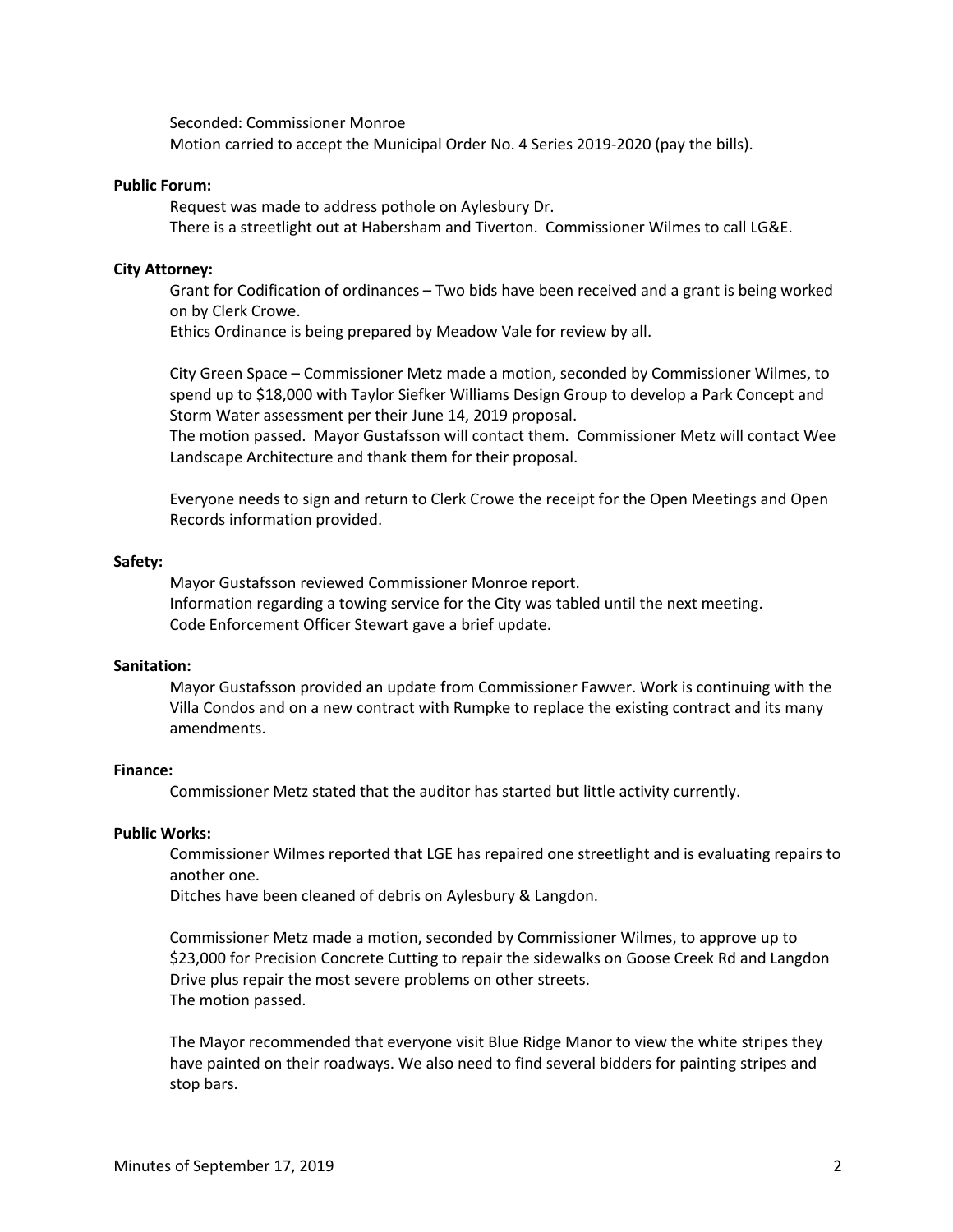Seconded: Commissioner Monroe

Motion carried to accept the Municipal Order No. 4 Series 2019-2020 (pay the bills).

**Public Forum:**

Request was made to address pothole on Aylesbury Dr.

There is a streetlight out at Habersham and Tiverton. Commissioner Wilmes to call LG&E.

**City Attorney:**

Grant for Codification of ordinances – Two bids have been received and a grant is being worked on by Clerk Crowe.

Ethics Ordinance is being prepared by Meadow Vale for review by all.

City Green Space – Commissioner Metz made a motion, seconded by Commissioner Wilmes, to spend up to $18,000 with Taylor Siefker Williams Design Group to develop a Park Concept and Storm Water assessment per their June 14, 2019 proposal.

The motion passed. Mayor Gustafsson will contact them. Commissioner Metz will contact Wee Landscape Architecture and thank them for their proposal.

Everyone needs to sign and return to Clerk Crowe the receipt for the Open Meetings and Open Records information provided.

**Safety:**

Mayor Gustafsson reviewed Commissioner Monroe report.

Information regarding a towing service for the City was tabled until the next meeting.

Code Enforcement Officer Stewart gave a brief update.

**Sanitation:**

Mayor Gustafsson provided an update from Commissioner Fawver. Work is continuing with the Villa Condos and on a new contract with Rumpke to replace the existing contract and its many amendments.

**Finance:**

Commissioner Metz stated that the auditor has started but little activity currently.

**Public Works:**

Commissioner Wilmes reported that LGE has repaired one streetlight and is evaluating repairs to another one.

Ditches have been cleaned of debris on Aylesbury & Langdon.

Commissioner Metz made a motion, seconded by Commissioner Wilmes, to approve up to $23,000 for Precision Concrete Cutting to repair the sidewalks on Goose Creek Rd and Langdon Drive plus repair the most severe problems on other streets.

The motion passed.

The Mayor recommended that everyone visit Blue Ridge Manor to view the white stripes they have painted on their roadways. We also need to find several bidders for painting stripes and stop bars.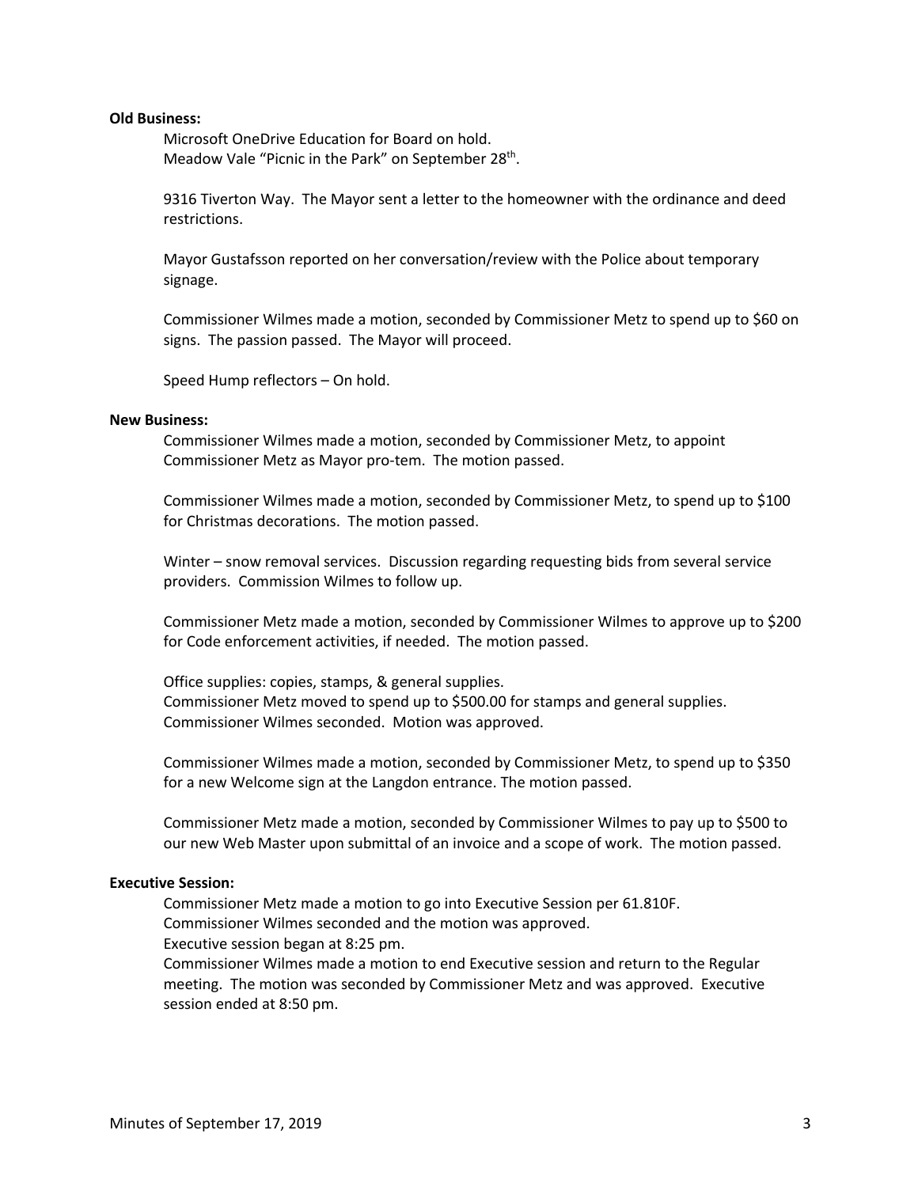**Old Business:**

Microsoft OneDrive Education for Board on hold.
Meadow Vale "Picnic in the Park" on September 28th.

9316 Tiverton Way. The Mayor sent a letter to the homeowner with the ordinance and deed restrictions.

Mayor Gustafsson reported on her conversation/review with the Police about temporary signage.

Commissioner Wilmes made a motion, seconded by Commissioner Metz to spend up to $60 on signs. The passion passed. The Mayor will proceed.

Speed Hump reflectors – On hold.

**New Business:**

Commissioner Wilmes made a motion, seconded by Commissioner Metz, to appoint Commissioner Metz as Mayor pro-tem. The motion passed.

Commissioner Wilmes made a motion, seconded by Commissioner Metz, to spend up to $100 for Christmas decorations. The motion passed.

Winter – snow removal services. Discussion regarding requesting bids from several service providers. Commission Wilmes to follow up.

Commissioner Metz made a motion, seconded by Commissioner Wilmes to approve up to $200 for Code enforcement activities, if needed. The motion passed.

Office supplies: copies, stamps, & general supplies.
Commissioner Metz moved to spend up to $500.00 for stamps and general supplies.
Commissioner Wilmes seconded. Motion was approved.

Commissioner Wilmes made a motion, seconded by Commissioner Metz, to spend up to $350 for a new Welcome sign at the Langdon entrance. The motion passed.

Commissioner Metz made a motion, seconded by Commissioner Wilmes to pay up to $500 to our new Web Master upon submittal of an invoice and a scope of work. The motion passed.

**Executive Session:**

Commissioner Metz made a motion to go into Executive Session per 61.810F.
Commissioner Wilmes seconded and the motion was approved.
Executive session began at 8:25 pm.
Commissioner Wilmes made a motion to end Executive session and return to the Regular meeting. The motion was seconded by Commissioner Metz and was approved. Executive session ended at 8:50 pm.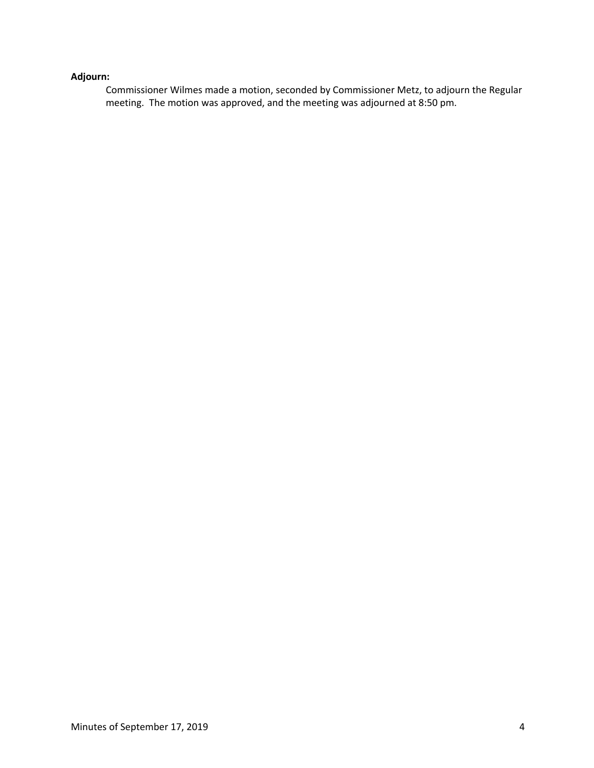**Adjourn:**

Commissioner Wilmes made a motion, seconded by Commissioner Metz, to adjourn the Regular meeting. The motion was approved, and the meeting was adjourned at 8:50 pm.